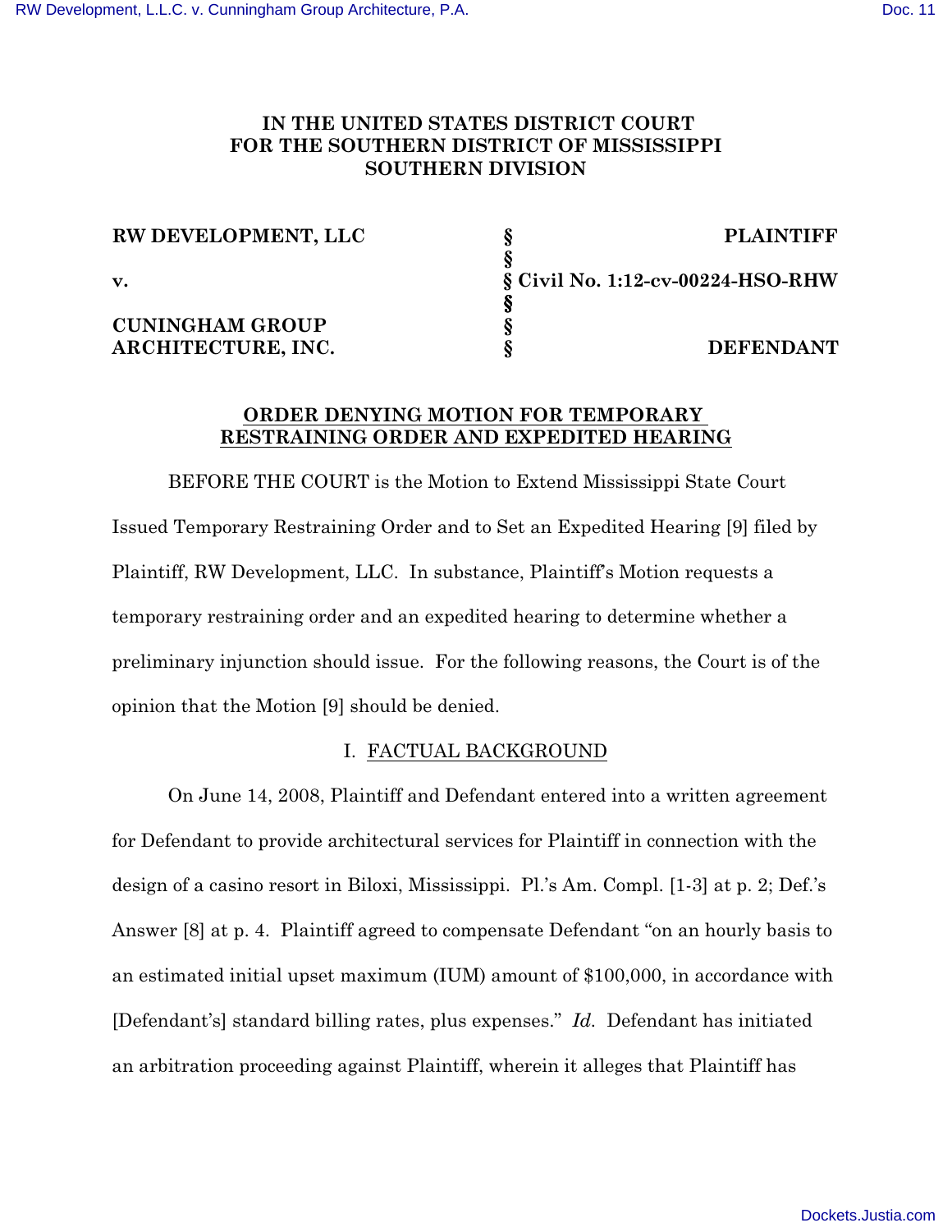**IN THE UNITED STATES DISTRICT COURT**
**FOR THE SOUTHERN DISTRICT OF MISSISSIPPI**
**SOUTHERN DIVISION**

| | | |
|---|---|---|
| **RW DEVELOPMENT, LLC** | § | **PLAINTIFF** |
| | § | |
| **v.** | § **Civil No. 1:12-cv-00224-HSO-RHW** | |
| | § | |
| **CUNINGHAM GROUP** | § | |
| **ARCHITECTURE, INC.** | § | **DEFENDANT** |

**ORDER DENYING MOTION FOR TEMPORARY RESTRAINING ORDER AND EXPEDITED HEARING**

BEFORE THE COURT is the Motion to Extend Mississippi State Court Issued Temporary Restraining Order and to Set an Expedited Hearing [9] filed by Plaintiff, RW Development, LLC. In substance, Plaintiff's Motion requests a temporary restraining order and an expedited hearing to determine whether a preliminary injunction should issue. For the following reasons, the Court is of the opinion that the Motion [9] should be denied.

## I. FACTUAL BACKGROUND

On June 14, 2008, Plaintiff and Defendant entered into a written agreement for Defendant to provide architectural services for Plaintiff in connection with the design of a casino resort in Biloxi, Mississippi. Pl.'s Am. Compl. [1-3] at p. 2; Def.'s Answer [8] at p. 4. Plaintiff agreed to compensate Defendant "on an hourly basis to an estimated initial upset maximum (IUM) amount of $100,000, in accordance with [Defendant's] standard billing rates, plus expenses." *Id.* Defendant has initiated an arbitration proceeding against Plaintiff, wherein it alleges that Plaintiff has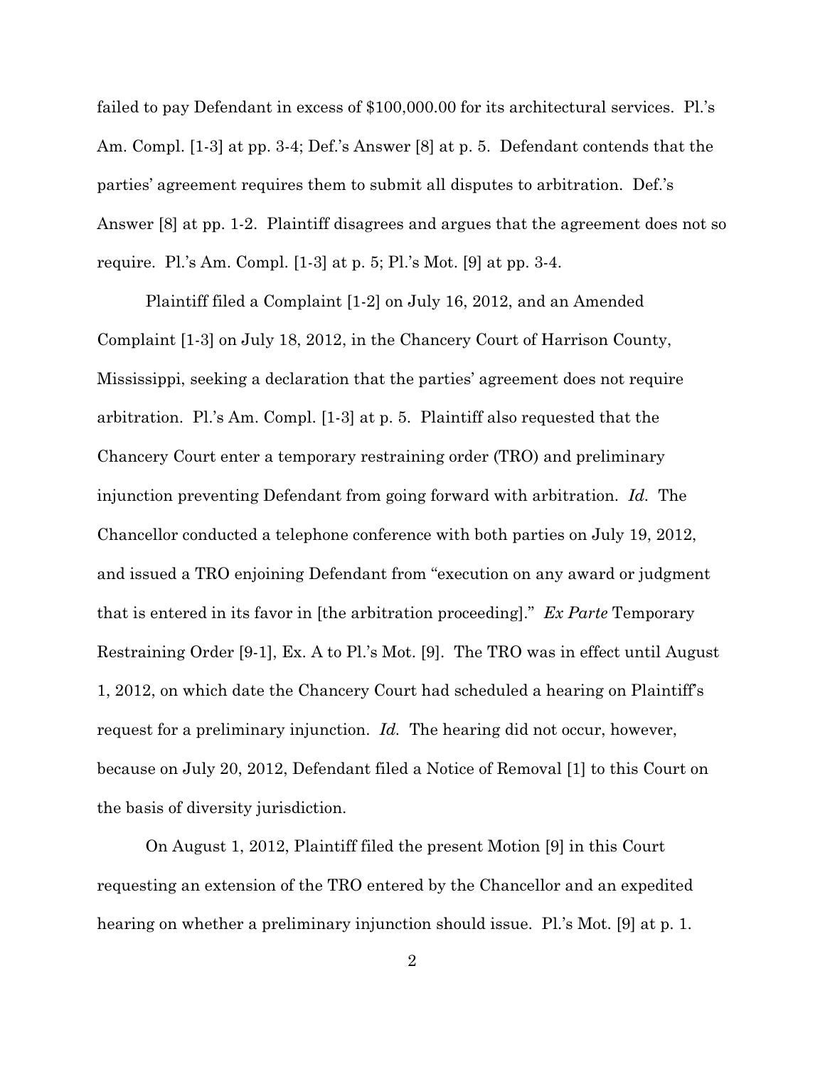failed to pay Defendant in excess of $100,000.00 for its architectural services. Pl.'s Am. Compl. [1-3] at pp. 3-4; Def.'s Answer [8] at p. 5. Defendant contends that the parties' agreement requires them to submit all disputes to arbitration. Def.'s Answer [8] at pp. 1-2. Plaintiff disagrees and argues that the agreement does not so require. Pl.'s Am. Compl. [1-3] at p. 5; Pl.'s Mot. [9] at pp. 3-4.

Plaintiff filed a Complaint [1-2] on July 16, 2012, and an Amended Complaint [1-3] on July 18, 2012, in the Chancery Court of Harrison County, Mississippi, seeking a declaration that the parties' agreement does not require arbitration. Pl.'s Am. Compl. [1-3] at p. 5. Plaintiff also requested that the Chancery Court enter a temporary restraining order (TRO) and preliminary injunction preventing Defendant from going forward with arbitration. *Id.* The Chancellor conducted a telephone conference with both parties on July 19, 2012, and issued a TRO enjoining Defendant from "execution on any award or judgment that is entered in its favor in [the arbitration proceeding]." *Ex Parte* Temporary Restraining Order [9-1], Ex. A to Pl.'s Mot. [9]. The TRO was in effect until August 1, 2012, on which date the Chancery Court had scheduled a hearing on Plaintiff's request for a preliminary injunction. *Id.* The hearing did not occur, however, because on July 20, 2012, Defendant filed a Notice of Removal [1] to this Court on the basis of diversity jurisdiction.

On August 1, 2012, Plaintiff filed the present Motion [9] in this Court requesting an extension of the TRO entered by the Chancellor and an expedited hearing on whether a preliminary injunction should issue. Pl.'s Mot. [9] at p. 1.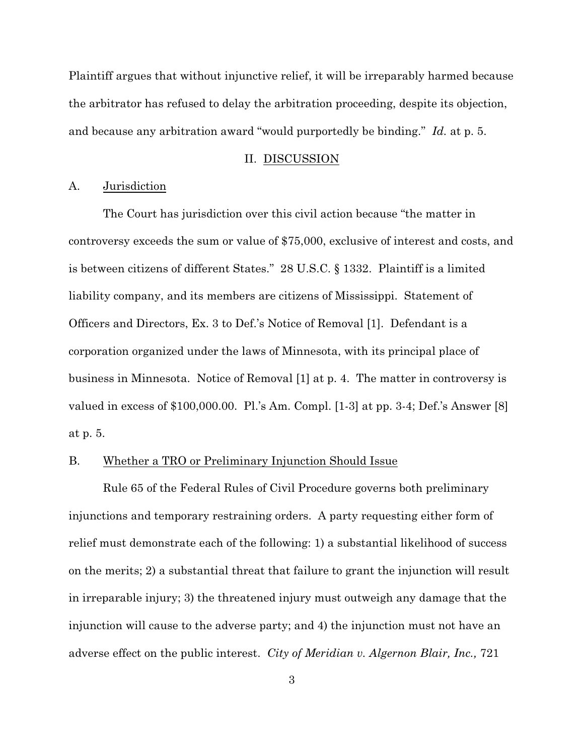Plaintiff argues that without injunctive relief, it will be irreparably harmed because the arbitrator has refused to delay the arbitration proceeding, despite its objection, and because any arbitration award "would purportedly be binding." *Id.* at p. 5.

## II. DISCUSSION

### A. Jurisdiction

The Court has jurisdiction over this civil action because "the matter in controversy exceeds the sum or value of $75,000, exclusive of interest and costs, and is between citizens of different States." 28 U.S.C. § 1332. Plaintiff is a limited liability company, and its members are citizens of Mississippi. Statement of Officers and Directors, Ex. 3 to Def.'s Notice of Removal [1]. Defendant is a corporation organized under the laws of Minnesota, with its principal place of business in Minnesota. Notice of Removal [1] at p. 4. The matter in controversy is valued in excess of $100,000.00. Pl.'s Am. Compl. [1-3] at pp. 3-4; Def.'s Answer [8] at p. 5.

### B. Whether a TRO or Preliminary Injunction Should Issue

Rule 65 of the Federal Rules of Civil Procedure governs both preliminary injunctions and temporary restraining orders. A party requesting either form of relief must demonstrate each of the following: 1) a substantial likelihood of success on the merits; 2) a substantial threat that failure to grant the injunction will result in irreparable injury; 3) the threatened injury must outweigh any damage that the injunction will cause to the adverse party; and 4) the injunction must not have an adverse effect on the public interest. *City of Meridian v. Algernon Blair, Inc.,* 721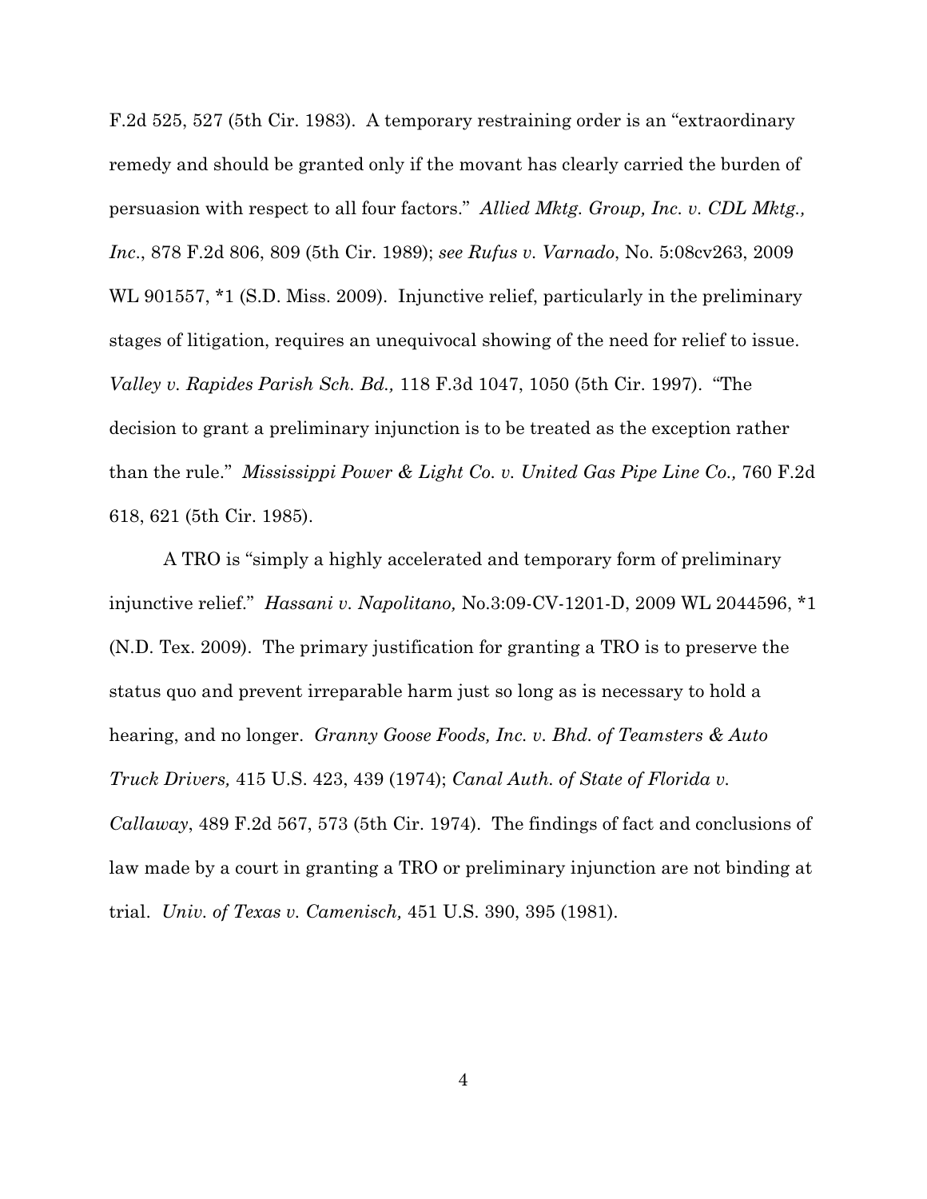F.2d 525, 527 (5th Cir. 1983). A temporary restraining order is an "extraordinary remedy and should be granted only if the movant has clearly carried the burden of persuasion with respect to all four factors." *Allied Mktg. Group, Inc. v. CDL Mktg., Inc*., 878 F.2d 806, 809 (5th Cir. 1989); *see Rufus v. Varnado*, No. 5:08cv263, 2009 WL 901557, *1 (S.D. Miss. 2009). Injunctive relief, particularly in the preliminary stages of litigation, requires an unequivocal showing of the need for relief to issue. *Valley v. Rapides Parish Sch. Bd.,* 118 F.3d 1047, 1050 (5th Cir. 1997). "The decision to grant a preliminary injunction is to be treated as the exception rather than the rule." *Mississippi Power & Light Co. v. United Gas Pipe Line Co.,* 760 F.2d 618, 621 (5th Cir. 1985).

A TRO is "simply a highly accelerated and temporary form of preliminary injunctive relief." *Hassani v. Napolitano,* No.3:09-CV-1201-D, 2009 WL 2044596, *1 (N.D. Tex. 2009). The primary justification for granting a TRO is to preserve the status quo and prevent irreparable harm just so long as is necessary to hold a hearing, and no longer. *Granny Goose Foods, Inc. v. Bhd. of Teamsters & Auto Truck Drivers,* 415 U.S. 423, 439 (1974); *Canal Auth. of State of Florida v. Callaway*, 489 F.2d 567, 573 (5th Cir. 1974). The findings of fact and conclusions of law made by a court in granting a TRO or preliminary injunction are not binding at trial. *Univ. of Texas v. Camenisch,* 451 U.S. 390, 395 (1981).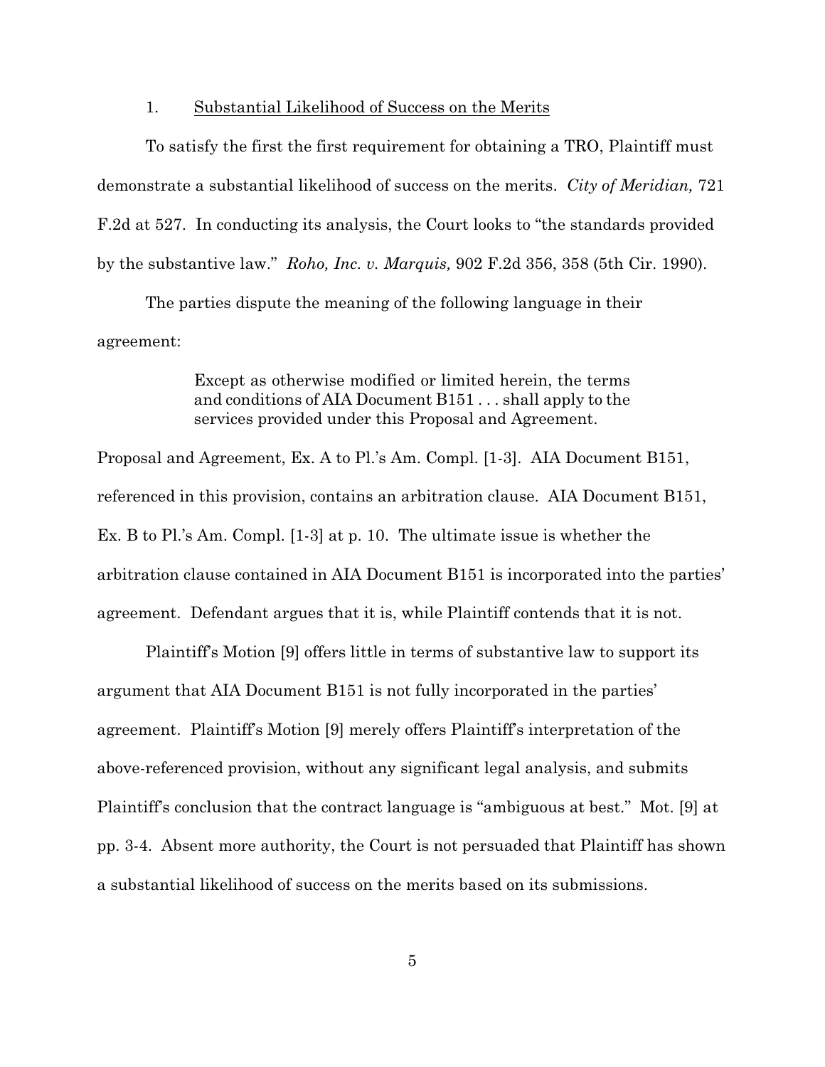1. <u>Substantial Likelihood of Success on the Merits</u>

To satisfy the first the first requirement for obtaining a TRO, Plaintiff must demonstrate a substantial likelihood of success on the merits. *City of Meridian,* 721 F.2d at 527. In conducting its analysis, the Court looks to "the standards provided by the substantive law." *Roho, Inc. v. Marquis,* 902 F.2d 356, 358 (5th Cir. 1990).

The parties dispute the meaning of the following language in their agreement:

> Except as otherwise modified or limited herein, the terms and conditions of AIA Document B151 . . . shall apply to the services provided under this Proposal and Agreement.

Proposal and Agreement, Ex. A to Pl.'s Am. Compl. [1-3]. AIA Document B151, referenced in this provision, contains an arbitration clause. AIA Document B151, Ex. B to Pl.'s Am. Compl. [1-3] at p. 10. The ultimate issue is whether the arbitration clause contained in AIA Document B151 is incorporated into the parties' agreement. Defendant argues that it is, while Plaintiff contends that it is not.

Plaintiff's Motion [9] offers little in terms of substantive law to support its argument that AIA Document B151 is not fully incorporated in the parties' agreement. Plaintiff's Motion [9] merely offers Plaintiff's interpretation of the above-referenced provision, without any significant legal analysis, and submits Plaintiff's conclusion that the contract language is "ambiguous at best." Mot. [9] at pp. 3-4. Absent more authority, the Court is not persuaded that Plaintiff has shown a substantial likelihood of success on the merits based on its submissions.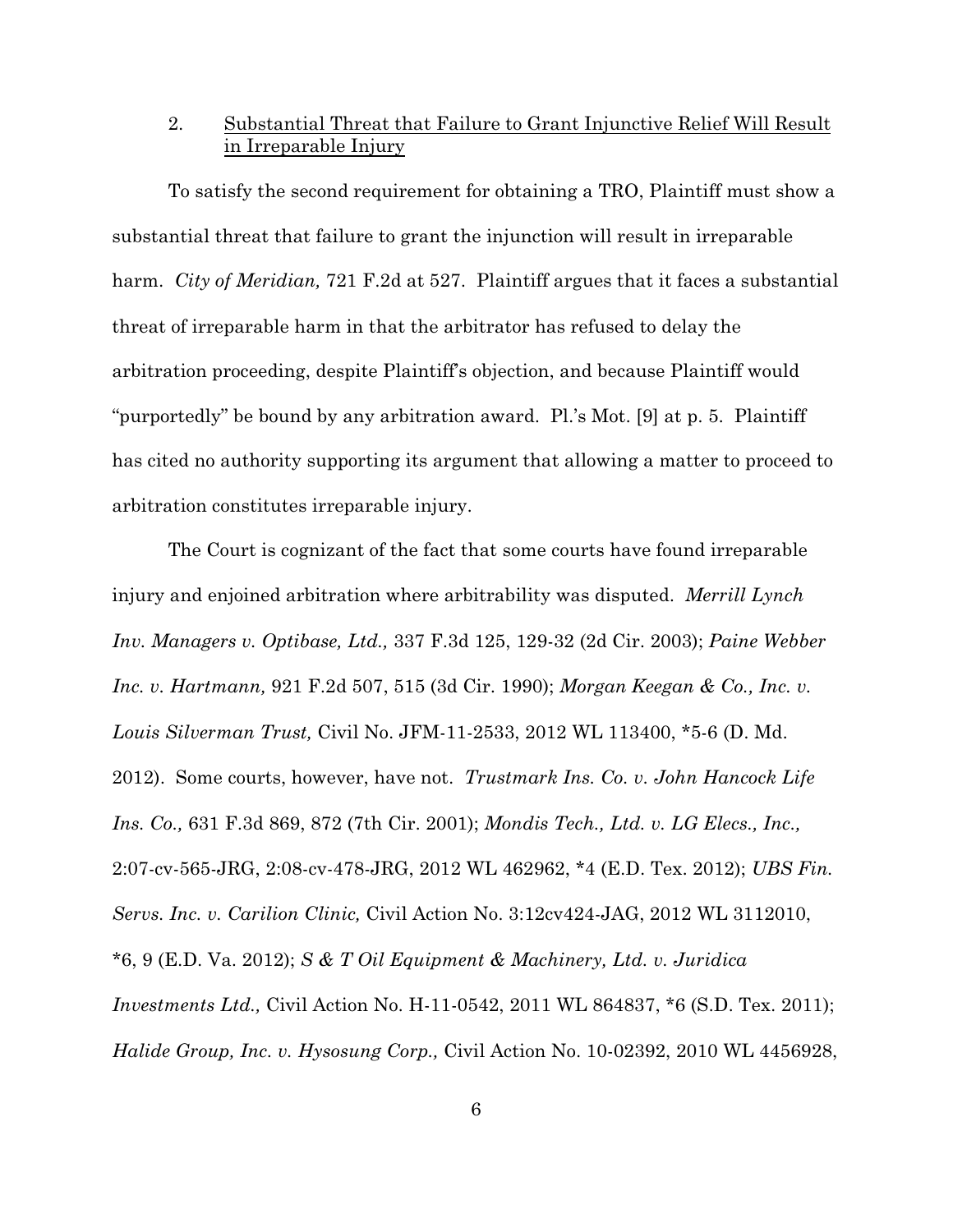2. Substantial Threat that Failure to Grant Injunctive Relief Will Result in Irreparable Injury

To satisfy the second requirement for obtaining a TRO, Plaintiff must show a substantial threat that failure to grant the injunction will result in irreparable harm. *City of Meridian,* 721 F.2d at 527. Plaintiff argues that it faces a substantial threat of irreparable harm in that the arbitrator has refused to delay the arbitration proceeding, despite Plaintiff's objection, and because Plaintiff would "purportedly" be bound by any arbitration award. Pl.'s Mot. [9] at p. 5. Plaintiff has cited no authority supporting its argument that allowing a matter to proceed to arbitration constitutes irreparable injury.

The Court is cognizant of the fact that some courts have found irreparable injury and enjoined arbitration where arbitrability was disputed. *Merrill Lynch Inv. Managers v. Optibase, Ltd.,* 337 F.3d 125, 129-32 (2d Cir. 2003); *Paine Webber Inc. v. Hartmann,* 921 F.2d 507, 515 (3d Cir. 1990); *Morgan Keegan & Co., Inc. v. Louis Silverman Trust,* Civil No. JFM-11-2533, 2012 WL 113400, *5-6 (D. Md. 2012). Some courts, however, have not. *Trustmark Ins. Co. v. John Hancock Life Ins. Co.,* 631 F.3d 869, 872 (7th Cir. 2001); *Mondis Tech., Ltd. v. LG Elecs., Inc.,* 2:07-cv-565-JRG, 2:08-cv-478-JRG, 2012 WL 462962, *4 (E.D. Tex. 2012); *UBS Fin. Servs. Inc. v. Carilion Clinic,* Civil Action No. 3:12cv424-JAG, 2012 WL 3112010, *6, 9 (E.D. Va. 2012); *S & T Oil Equipment & Machinery, Ltd. v. Juridica Investments Ltd.,* Civil Action No. H-11-0542, 2011 WL 864837, *6 (S.D. Tex. 2011); *Halide Group, Inc. v. Hysosung Corp.,* Civil Action No. 10-02392, 2010 WL 4456928,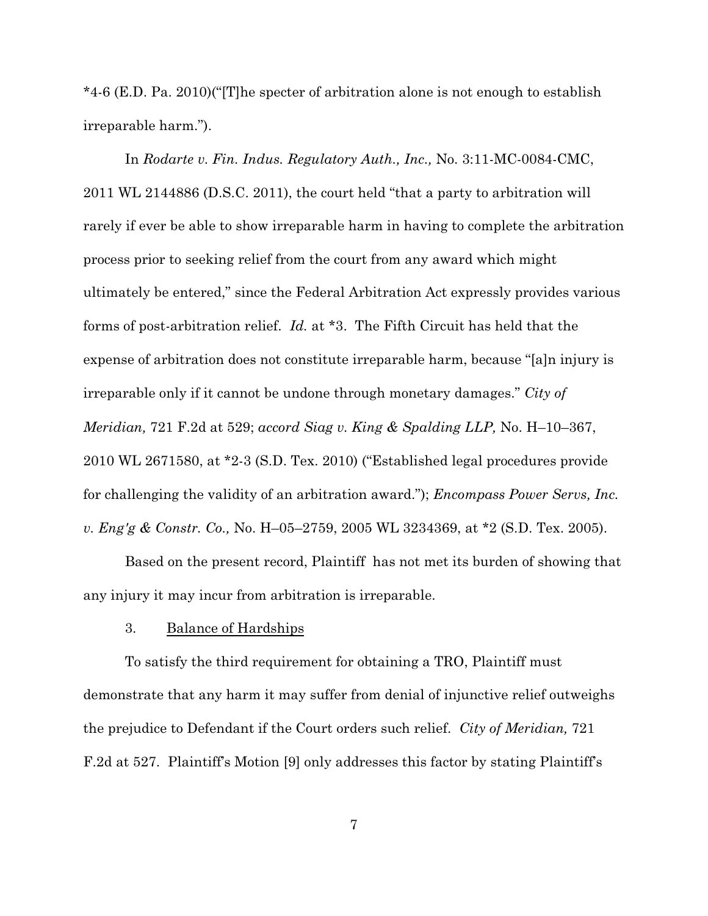*4-6 (E.D. Pa. 2010)("[T]he specter of arbitration alone is not enough to establish irreparable harm.").

In *Rodarte v. Fin. Indus. Regulatory Auth., Inc.,* No. 3:11-MC-0084-CMC, 2011 WL 2144886 (D.S.C. 2011), the court held "that a party to arbitration will rarely if ever be able to show irreparable harm in having to complete the arbitration process prior to seeking relief from the court from any award which might ultimately be entered," since the Federal Arbitration Act expressly provides various forms of post-arbitration relief. *Id.* at *3. The Fifth Circuit has held that the expense of arbitration does not constitute irreparable harm, because "[a]n injury is irreparable only if it cannot be undone through monetary damages." *City of Meridian,* 721 F.2d at 529; *accord Siag v. King & Spalding LLP,* No. H–10–367, 2010 WL 2671580, at *2-3 (S.D. Tex. 2010) ("Established legal procedures provide for challenging the validity of an arbitration award."); *Encompass Power Servs, Inc. v. Eng'g & Constr. Co.,* No. H–05–2759, 2005 WL 3234369, at *2 (S.D. Tex. 2005).

Based on the present record, Plaintiff has not met its burden of showing that any injury it may incur from arbitration is irreparable.

3. Balance of Hardships

To satisfy the third requirement for obtaining a TRO, Plaintiff must demonstrate that any harm it may suffer from denial of injunctive relief outweighs the prejudice to Defendant if the Court orders such relief. *City of Meridian,* 721 F.2d at 527. Plaintiff's Motion [9] only addresses this factor by stating Plaintiff's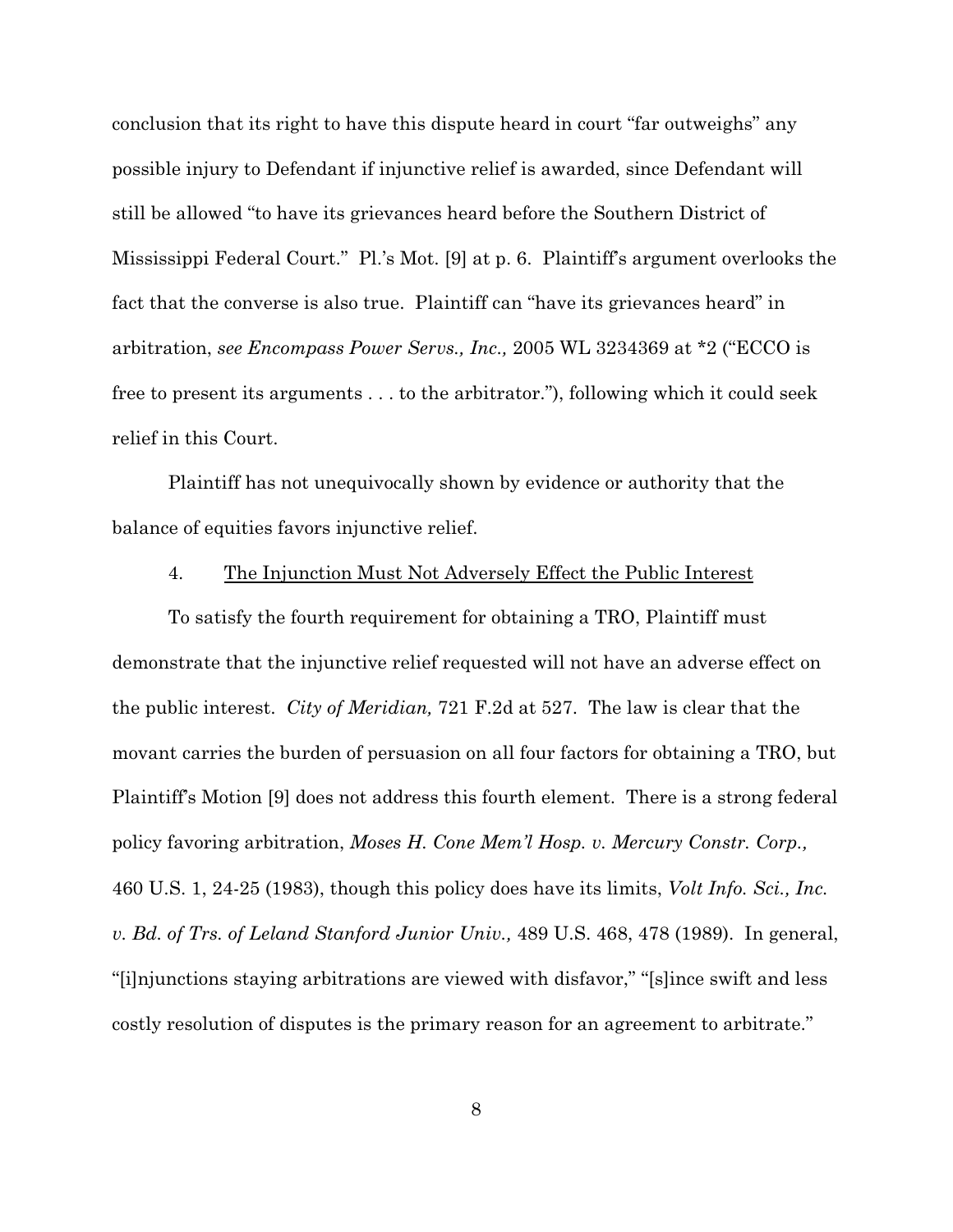conclusion that its right to have this dispute heard in court "far outweighs" any possible injury to Defendant if injunctive relief is awarded, since Defendant will still be allowed "to have its grievances heard before the Southern District of Mississippi Federal Court." Pl.'s Mot. [9] at p. 6. Plaintiff's argument overlooks the fact that the converse is also true. Plaintiff can "have its grievances heard" in arbitration, *see Encompass Power Servs., Inc.,* 2005 WL 3234369 at *2 ("ECCO is free to present its arguments . . . to the arbitrator."), following which it could seek relief in this Court.

Plaintiff has not unequivocally shown by evidence or authority that the balance of equities favors injunctive relief.

4. <u>The Injunction Must Not Adversely Effect the Public Interest</u>

To satisfy the fourth requirement for obtaining a TRO, Plaintiff must demonstrate that the injunctive relief requested will not have an adverse effect on the public interest. *City of Meridian,* 721 F.2d at 527. The law is clear that the movant carries the burden of persuasion on all four factors for obtaining a TRO, but Plaintiff's Motion [9] does not address this fourth element. There is a strong federal policy favoring arbitration, *Moses H. Cone Mem'l Hosp. v. Mercury Constr. Corp.,* 460 U.S. 1, 24-25 (1983), though this policy does have its limits, *Volt Info. Sci., Inc. v. Bd. of Trs. of Leland Stanford Junior Univ.,* 489 U.S. 468, 478 (1989). In general, "[i]njunctions staying arbitrations are viewed with disfavor," "[s]ince swift and less costly resolution of disputes is the primary reason for an agreement to arbitrate."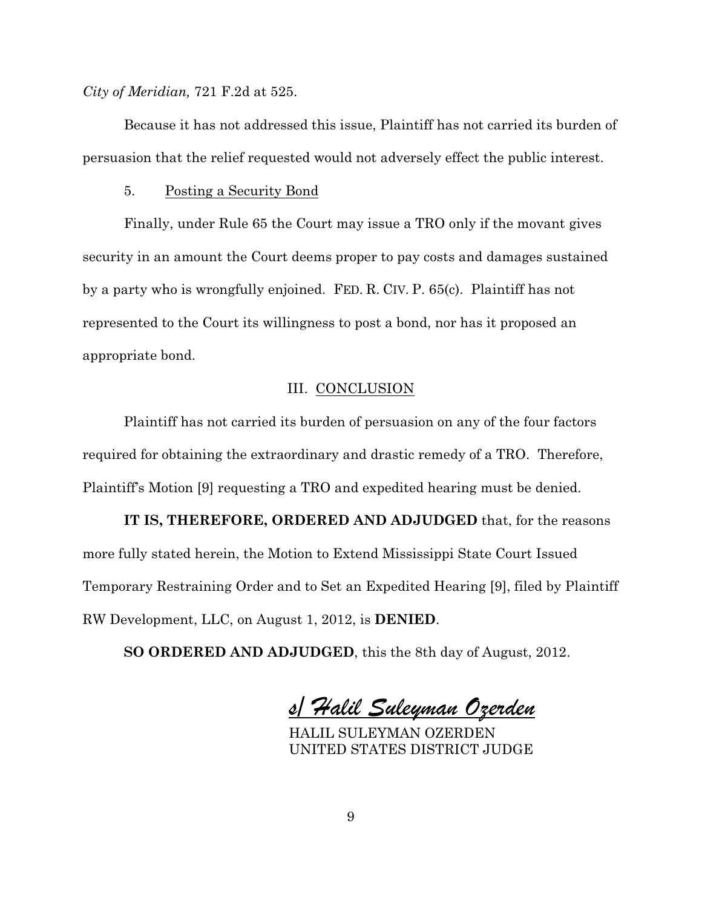*City of Meridian,* 721 F.2d at 525.

Because it has not addressed this issue, Plaintiff has not carried its burden of persuasion that the relief requested would not adversely effect the public interest.

5. Posting a Security Bond

Finally, under Rule 65 the Court may issue a TRO only if the movant gives security in an amount the Court deems proper to pay costs and damages sustained by a party who is wrongfully enjoined. FED. R. CIV. P. 65(c). Plaintiff has not represented to the Court its willingness to post a bond, nor has it proposed an appropriate bond.

## III. CONCLUSION

Plaintiff has not carried its burden of persuasion on any of the four factors required for obtaining the extraordinary and drastic remedy of a TRO. Therefore, Plaintiff's Motion [9] requesting a TRO and expedited hearing must be denied.

**IT IS, THEREFORE, ORDERED AND ADJUDGED** that, for the reasons more fully stated herein, the Motion to Extend Mississippi State Court Issued Temporary Restraining Order and to Set an Expedited Hearing [9], filed by Plaintiff RW Development, LLC, on August 1, 2012, is **DENIED**.

**SO ORDERED AND ADJUDGED**, this the 8th day of August, 2012.

*s/ Halil Suleyman Ozerden*

HALIL SULEYMAN OZERDEN
UNITED STATES DISTRICT JUDGE